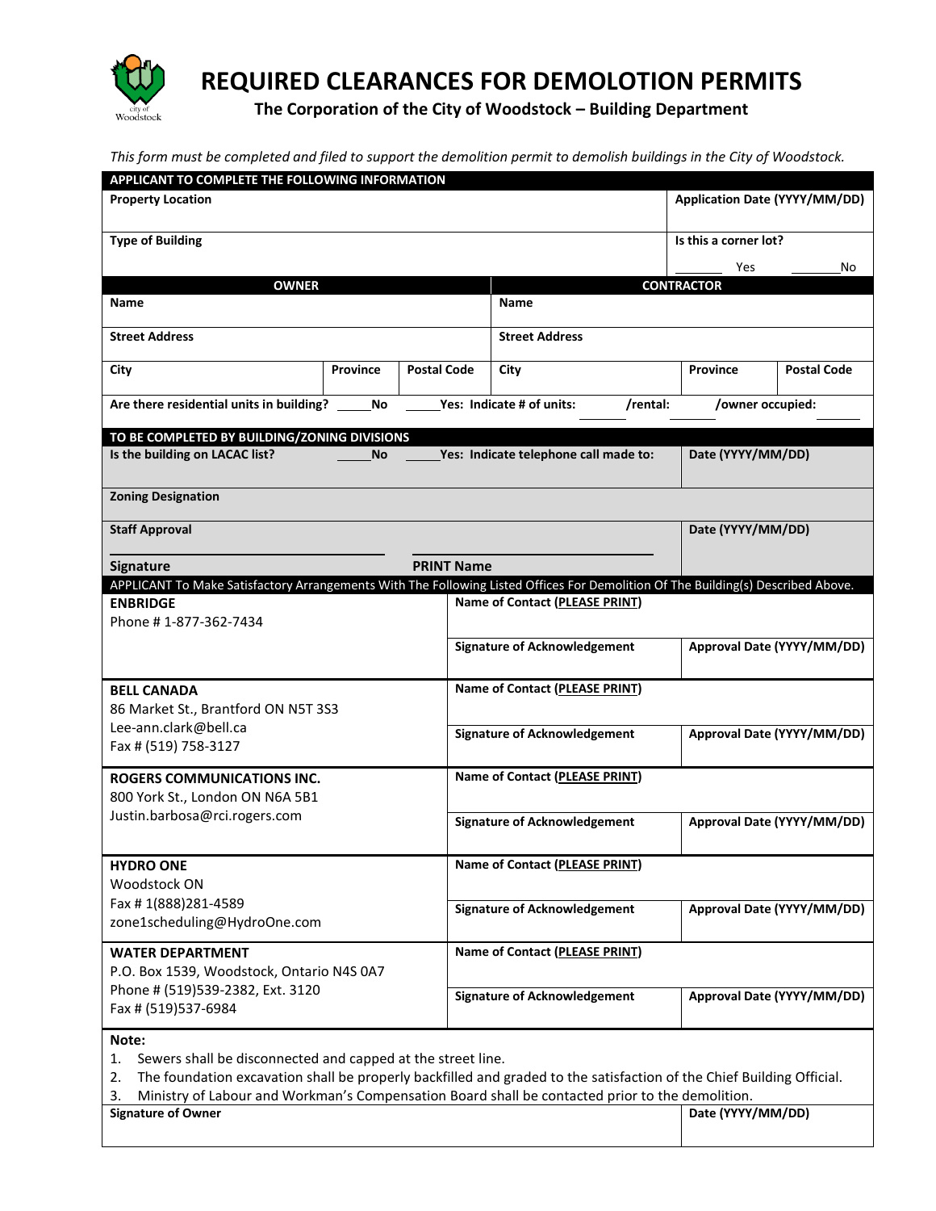# REQUIRED CLEARANCES FOR DEMOLOTION PERMITS

**The Corporation of the City of Woodstock – Building Department**

*This form must be completed and filed to support the demolition permit to demolish buildings in the City of Woodstock.*

| **APPLICANT TO COMPLETE THE FOLLOWING INFORMATION** | | | | | |
|---|---|---|---|---|---|
| **Property Location** | | | | **Application Date (YYYY/MM/DD)** | |
| **Type of Building** | | | | **Is this a corner lot?** ______ Yes ______No | |

| **OWNER** | | | **CONTRACTOR** | | |
|---|---|---|---|---|---|
| **Name** | | | **Name** | | |
| **Street Address** | | | **Street Address** | | |
| **City** | **Province** | **Postal Code** | **City** | **Province** | **Postal Code** |

**Are there residential units in building?** _____**No** _____**Yes: Indicate # of units:** ______ **/rental:** ______ **/owner occupied:** ______

| **TO BE COMPLETED BY BUILDING/ZONING DIVISIONS** | |
|---|---|
| **Is the building on LACAC list?** _____**No** _____**Yes: Indicate telephone call made to:** | **Date (YYYY/MM/DD)** |
| **Zoning Designation** | |
| **Staff Approval** <br> ______________________ ______________________ <br> **Signature** **PRINT Name** | **Date (YYYY/MM/DD)** |

APPLICANT To Make Satisfactory Arrangements With The Following Listed Offices For Demolition Of The Building(s) Described Above.

| Office | Name of Contact (PLEASE PRINT) / Signature of Acknowledgement | Approval Date (YYYY/MM/DD) |
|---|---|---|
| **ENBRIDGE**<br>Phone # 1-877-362-7434 | **Name of Contact (PLEASE PRINT)** | |
| | **Signature of Acknowledgement** | **Approval Date (YYYY/MM/DD)** |
| **BELL CANADA**<br>86 Market St., Brantford ON N5T 3S3<br>Lee-ann.clark@bell.ca<br>Fax # (519) 758-3127 | **Name of Contact (PLEASE PRINT)** | |
| | **Signature of Acknowledgement** | **Approval Date (YYYY/MM/DD)** |
| **ROGERS COMMUNICATIONS INC.**<br>800 York St., London ON N6A 5B1<br>Justin.barbosa@rci.rogers.com | **Name of Contact (PLEASE PRINT)** | |
| | **Signature of Acknowledgement** | **Approval Date (YYYY/MM/DD)** |
| **HYDRO ONE**<br>Woodstock ON<br>Fax # 1(888)281-4589<br>zone1scheduling@HydroOne.com | **Name of Contact (PLEASE PRINT)** | |
| | **Signature of Acknowledgement** | **Approval Date (YYYY/MM/DD)** |
| **WATER DEPARTMENT**<br>P.O. Box 1539, Woodstock, Ontario N4S 0A7<br>Phone # (519)539-2382, Ext. 3120<br>Fax # (519)537-6984 | **Name of Contact (PLEASE PRINT)** | |
| | **Signature of Acknowledgement** | **Approval Date (YYYY/MM/DD)** |

**Note:**

1. Sewers shall be disconnected and capped at the street line.
2. The foundation excavation shall be properly backfilled and graded to the satisfaction of the Chief Building Official.
3. Ministry of Labour and Workman's Compensation Board shall be contacted prior to the demolition.

| **Signature of Owner** | **Date (YYYY/MM/DD)** |
|---|---|
| | |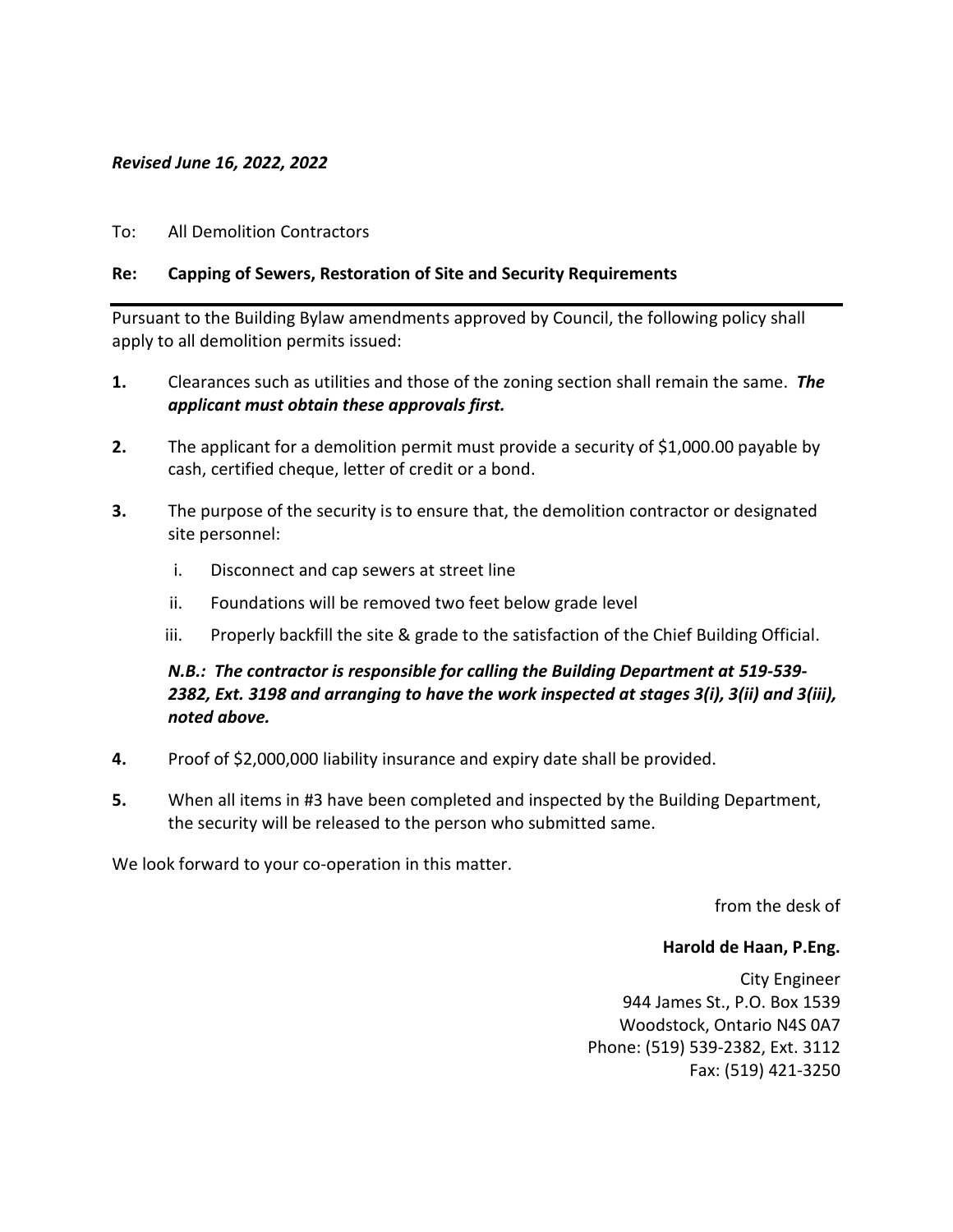***Revised June 16, 2022, 2022***

To: All Demolition Contractors

**Re: Capping of Sewers, Restoration of Site and Security Requirements**

---

Pursuant to the Building Bylaw amendments approved by Council, the following policy shall apply to all demolition permits issued:

**1.** Clearances such as utilities and those of the zoning section shall remain the same. ***The applicant must obtain these approvals first.***

**2.** The applicant for a demolition permit must provide a security of $1,000.00 payable by cash, certified cheque, letter of credit or a bond.

**3.** The purpose of the security is to ensure that, the demolition contractor or designated site personnel:

  i. Disconnect and cap sewers at street line
  ii. Foundations will be removed two feet below grade level
  iii. Properly backfill the site & grade to the satisfaction of the Chief Building Official.

***N.B.: The contractor is responsible for calling the Building Department at 519-539-2382, Ext. 3198 and arranging to have the work inspected at stages 3(i), 3(ii) and 3(iii), noted above.***

**4.** Proof of $2,000,000 liability insurance and expiry date shall be provided.

**5.** When all items in #3 have been completed and inspected by the Building Department, the security will be released to the person who submitted same.

We look forward to your co-operation in this matter.

from the desk of

**Harold de Haan, P.Eng.**

City Engineer
944 James St., P.O. Box 1539
Woodstock, Ontario N4S 0A7
Phone: (519) 539-2382, Ext. 3112
Fax: (519) 421-3250